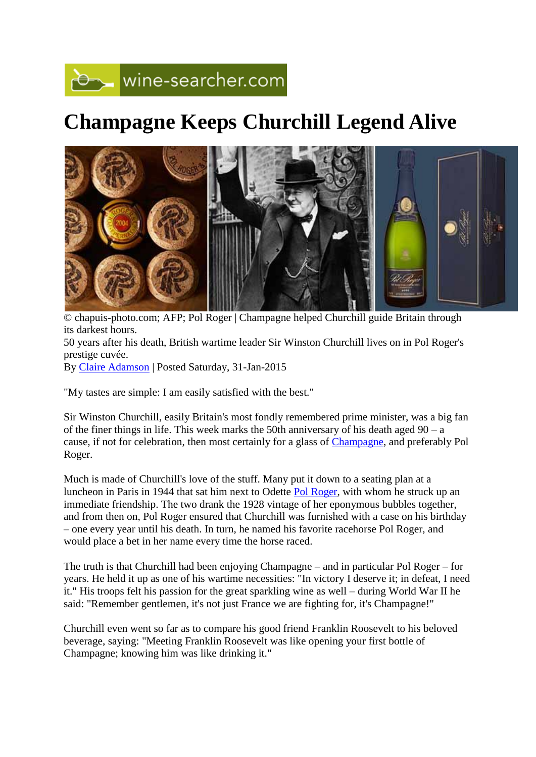wine-searcher.com

# Champagne Keeps Churchill Legend Alive

© chapuis-photo.com; AFP; Pol Roger | Champagne helped Churchill guide Britain through its darkest hours.

50 years after his death, British wartime leader Sir Winston Churchill lives on in Pol Roger's prestige cuvée.

By Claire Adamson | Posted Saturday, 31-Jan-2015

"My tastes are simple: I am easily satisfied with the best."

Sir Winston Churchill, easily Britain's most fondly remembered prime minister, was a big fan of the finer things in life. This week marks the 50th anniversary of his death aged 90 – a cause, if not for celebration, then most certainly for a glass of Champagne, and preferably Pol Roger.

Much is made of Churchill's love of the stuff. Many put it down to a seating plan at a luncheon in Paris in 1944 that sat him next to Odette Pol Roger, with whom he struck up an immediate friendship. The two drank the 1928 vintage of her eponymous bubbles together, and from then on, Pol Roger ensured that Churchill was furnished with a case on his birthday – one every year until his death. In turn, he named his favorite racehorse Pol Roger, and would place a bet in her name every time the horse raced.

The truth is that Churchill had been enjoying Champagne – and in particular Pol Roger – for years. He held it up as one of his wartime necessities: "In victory I deserve it; in defeat, I need it." His troops felt his passion for the great sparkling wine as well – during World War II he said: "Remember gentlemen, it's not just France we are fighting for, it's Champagne!"

Churchill even went so far as to compare his good friend Franklin Roosevelt to his beloved beverage, saying: "Meeting Franklin Roosevelt was like opening your first bottle of Champagne; knowing him was like drinking it."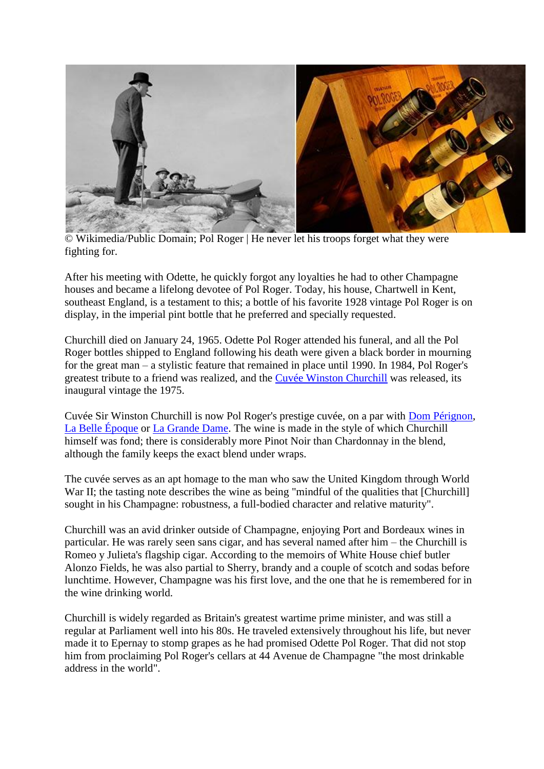© Wikimedia/Public Domain; Pol Roger | He never let his troops forget what they were fighting for.

After his meeting with Odette, he quickly forgot any loyalties he had to other Champagne houses and became a lifelong devotee of Pol Roger. Today, his house, Chartwell in Kent, southeast England, is a testament to this; a bottle of his favorite 1928 vintage Pol Roger is on display, in the imperial pint bottle that he preferred and specially requested.

Churchill died on January 24, 1965. Odette Pol Roger attended his funeral, and all the Pol Roger bottles shipped to England following his death were given a black border in mourning for the great man – a stylistic feature that remained in place until 1990. In 1984, Pol Roger's greatest tribute to a friend was realized, and the Cuvée Winston Churchill was released, its inaugural vintage the 1975.

Cuvée Sir Winston Churchill is now Pol Roger's prestige cuvée, on a par with Dom Pérignon, La Belle Époque or La Grande Dame. The wine is made in the style of which Churchill himself was fond; there is considerably more Pinot Noir than Chardonnay in the blend, although the family keeps the exact blend under wraps.

The cuvée serves as an apt homage to the man who saw the United Kingdom through World War II; the tasting note describes the wine as being "mindful of the qualities that [Churchill] sought in his Champagne: robustness, a full-bodied character and relative maturity".

Churchill was an avid drinker outside of Champagne, enjoying Port and Bordeaux wines in particular. He was rarely seen sans cigar, and has several named after him – the Churchill is Romeo y Julieta's flagship cigar. According to the memoirs of White House chief butler Alonzo Fields, he was also partial to Sherry, brandy and a couple of scotch and sodas before lunchtime. However, Champagne was his first love, and the one that he is remembered for in the wine drinking world.

Churchill is widely regarded as Britain's greatest wartime prime minister, and was still a regular at Parliament well into his 80s. He traveled extensively throughout his life, but never made it to Epernay to stomp grapes as he had promised Odette Pol Roger. That did not stop him from proclaiming Pol Roger's cellars at 44 Avenue de Champagne "the most drinkable address in the world".